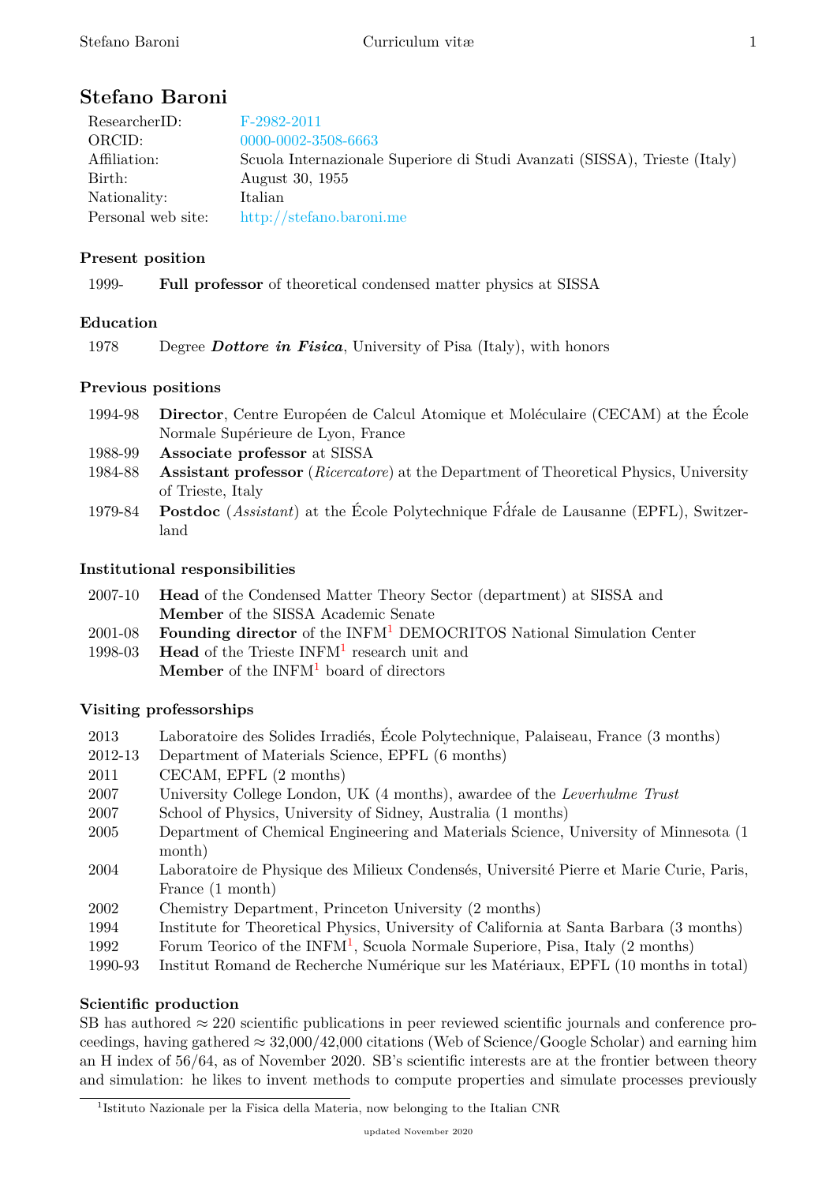# Stefano Baroni

| | |
|---|---|
| ResearcherID: | F-2982-2011 |
| ORCID: | 0000-0002-3508-6663 |
| Affiliation: | Scuola Internazionale Superiore di Studi Avanzati (SISSA), Trieste (Italy) |
| Birth: | August 30, 1955 |
| Nationality: | Italian |
| Personal web site: | http://stefano.baroni.me |

## Present position

1999- **Full professor** of theoretical condensed matter physics at SISSA

## Education

1978 Degree ***Dottore in Fisica***, University of Pisa (Italy), with honors

## Previous positions

- 1994-98 **Director**, Centre Européen de Calcul Atomique et Moléculaire (CECAM) at the École Normale Supérieure de Lyon, France
- 1988-99 **Associate professor** at SISSA
- 1984-88 **Assistant professor** (*Ricercatore*) at the Department of Theoretical Physics, University of Trieste, Italy
- 1979-84 **Postdoc** (*Assistant*) at the École Polytechnique Fd́ŕale de Lausanne (EPFL), Switzerland

## Institutional responsibilities

- 2007-10 **Head** of the Condensed Matter Theory Sector (department) at SISSA and **Member** of the SISSA Academic Senate
- 2001-08 **Founding director** of the INFM[1] DEMOCRITOS National Simulation Center
- 1998-03 **Head** of the Trieste INFM[1] research unit and **Member** of the INFM[1] board of directors

## Visiting professorships

- 2013 Laboratoire des Solides Irradiés, École Polytechnique, Palaiseau, France (3 months)
- 2012-13 Department of Materials Science, EPFL (6 months)
- 2011 CECAM, EPFL (2 months)
- 2007 University College London, UK (4 months), awardee of the *Leverhulme Trust*
- 2007 School of Physics, University of Sidney, Australia (1 months)
- 2005 Department of Chemical Engineering and Materials Science, University of Minnesota (1 month)
- 2004 Laboratoire de Physique des Milieux Condensés, Université Pierre et Marie Curie, Paris, France (1 month)
- 2002 Chemistry Department, Princeton University (2 months)
- 1994 Institute for Theoretical Physics, University of California at Santa Barbara (3 months)
- 1992 Forum Teorico of the INFM[1], Scuola Normale Superiore, Pisa, Italy (2 months)
- 1990-93 Institut Romand de Recherche Numérique sur les Matériaux, EPFL (10 months in total)

## Scientific production

SB has authored ≈ 220 scientific publications in peer reviewed scientific journals and conference proceedings, having gathered ≈ 32,000/42,000 citations (Web of Science/Google Scholar) and earning him an H index of 56/64, as of November 2020. SB's scientific interests are at the frontier between theory and simulation: he likes to invent methods to compute properties and simulate processes previously

[1] Istituto Nazionale per la Fisica della Materia, now belonging to the Italian CNR

updated November 2020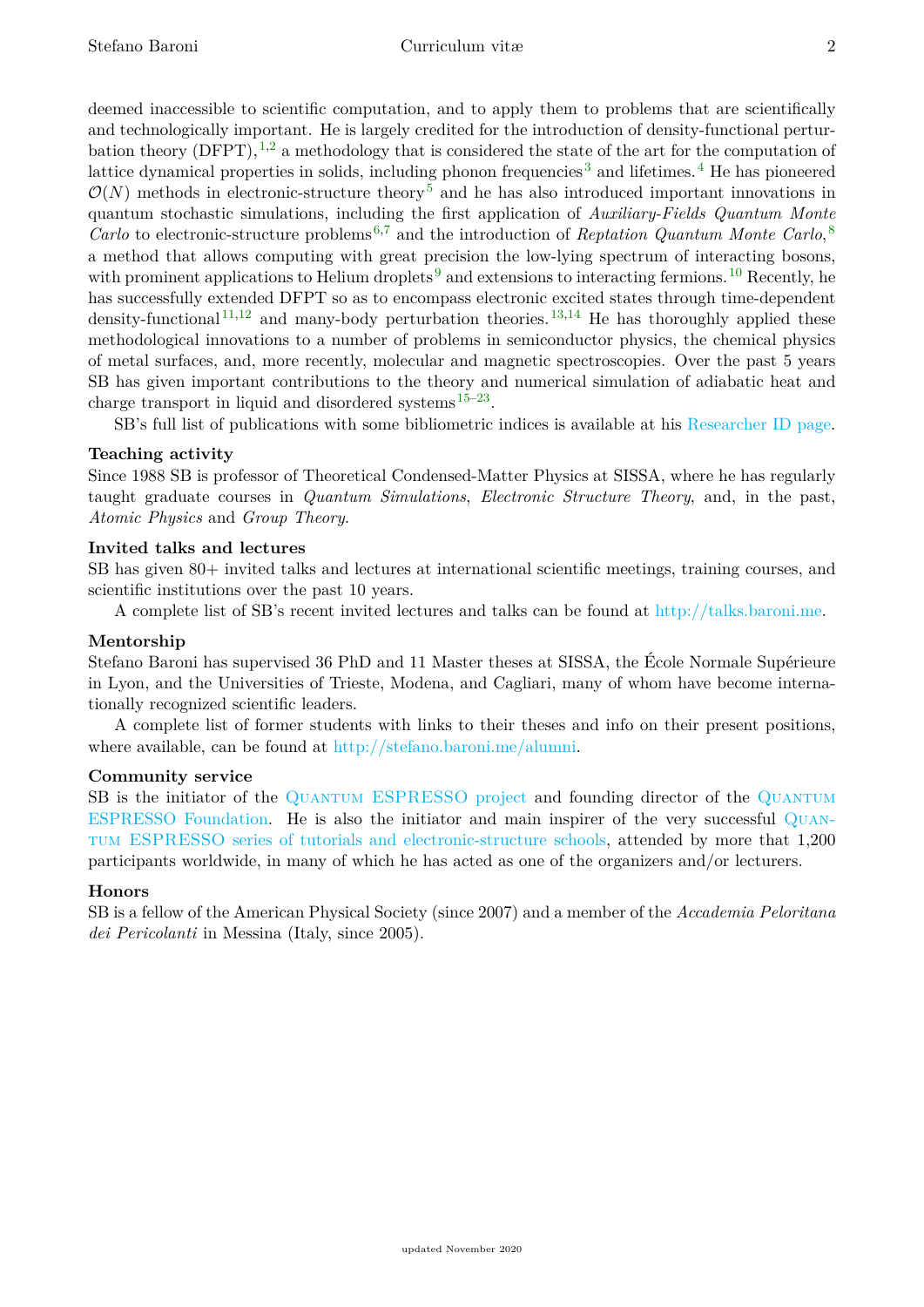deemed inaccessible to scientific computation, and to apply them to problems that are scientifically and technologically important. He is largely credited for the introduction of density-functional perturbation theory (DFPT),[1,2] a methodology that is considered the state of the art for the computation of lattice dynamical properties in solids, including phonon frequencies[3] and lifetimes.[4] He has pioneered $\mathcal{O}(N)$ methods in electronic-structure theory[5] and he has also introduced important innovations in quantum stochastic simulations, including the first application of *Auxiliary-Fields Quantum Monte Carlo* to electronic-structure problems[6,7] and the introduction of *Reptation Quantum Monte Carlo*,[8] a method that allows computing with great precision the low-lying spectrum of interacting bosons, with prominent applications to Helium droplets[9] and extensions to interacting fermions.[10] Recently, he has successfully extended DFPT so as to encompass electronic excited states through time-dependent density-functional[11,12] and many-body perturbation theories.[13,14] He has thoroughly applied these methodological innovations to a number of problems in semiconductor physics, the chemical physics of metal surfaces, and, more recently, molecular and magnetic spectroscopies. Over the past 5 years SB has given important contributions to the theory and numerical simulation of adiabatic heat and charge transport in liquid and disordered systems[15–23].

SB's full list of publications with some bibliometric indices is available at his Researcher ID page.

### Teaching activity

Since 1988 SB is professor of Theoretical Condensed-Matter Physics at SISSA, where he has regularly taught graduate courses in *Quantum Simulations*, *Electronic Structure Theory*, and, in the past, *Atomic Physics* and *Group Theory*.

### Invited talks and lectures

SB has given 80+ invited talks and lectures at international scientific meetings, training courses, and scientific institutions over the past 10 years.

A complete list of SB's recent invited lectures and talks can be found at http://talks.baroni.me.

### Mentorship

Stefano Baroni has supervised 36 PhD and 11 Master theses at SISSA, the École Normale Supérieure in Lyon, and the Universities of Trieste, Modena, and Cagliari, many of whom have become internationally recognized scientific leaders.

A complete list of former students with links to their theses and info on their present positions, where available, can be found at http://stefano.baroni.me/alumni.

### Community service

SB is the initiator of the Quantum ESPRESSO project and founding director of the Quantum ESPRESSO Foundation. He is also the initiator and main inspirer of the very successful Quantum ESPRESSO series of tutorials and electronic-structure schools, attended by more that 1,200 participants worldwide, in many of which he has acted as one of the organizers and/or lecturers.

### Honors

SB is a fellow of the American Physical Society (since 2007) and a member of the *Accademia Peloritana dei Pericolanti* in Messina (Italy, since 2005).

updated November 2020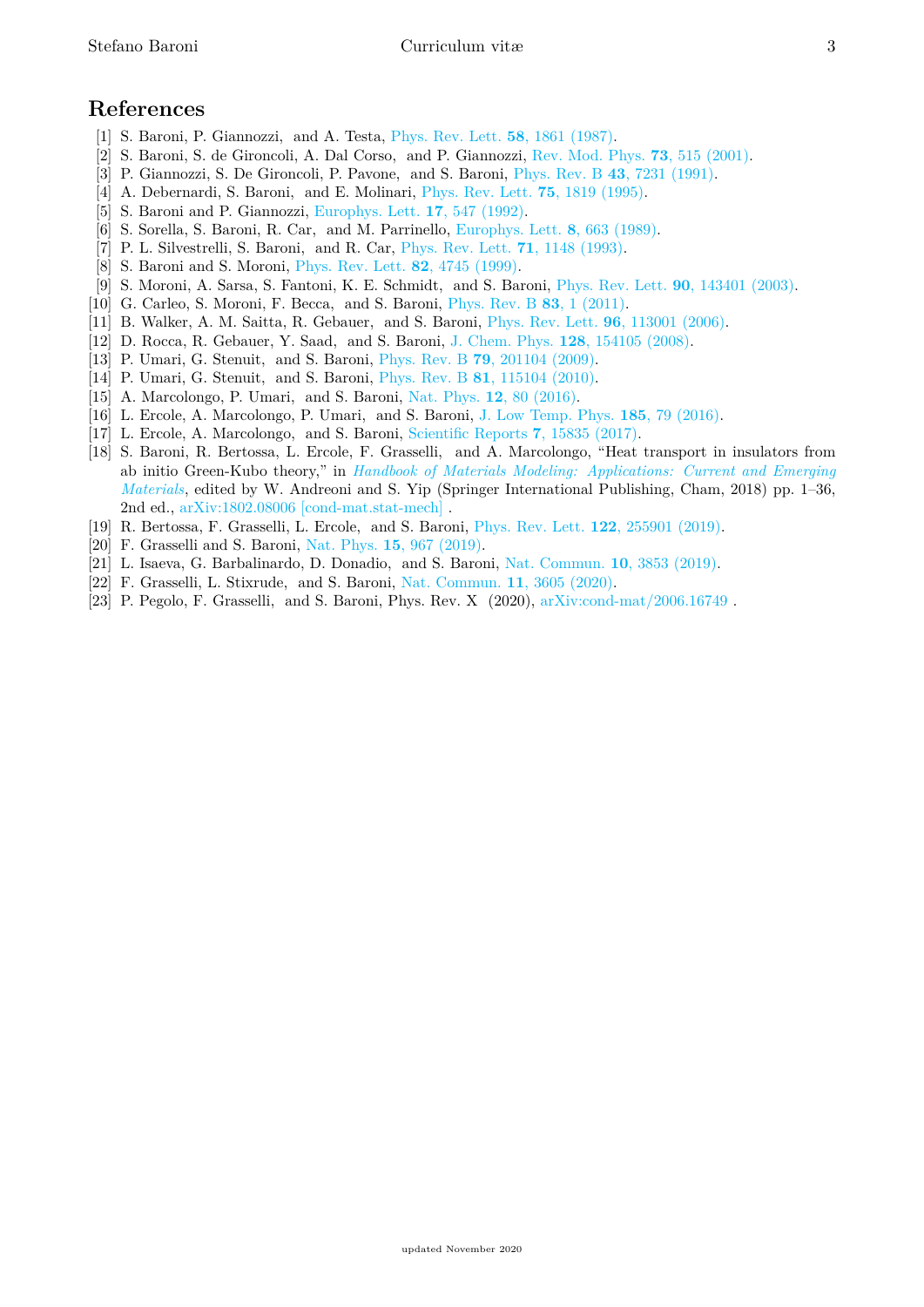## References

[1] S. Baroni, P. Giannozzi, and A. Testa, Phys. Rev. Lett. **58**, 1861 (1987).
[2] S. Baroni, S. de Gironcoli, A. Dal Corso, and P. Giannozzi, Rev. Mod. Phys. **73**, 515 (2001).
[3] P. Giannozzi, S. De Gironcoli, P. Pavone, and S. Baroni, Phys. Rev. B **43**, 7231 (1991).
[4] A. Debernardi, S. Baroni, and E. Molinari, Phys. Rev. Lett. **75**, 1819 (1995).
[5] S. Baroni and P. Giannozzi, Europhys. Lett. **17**, 547 (1992).
[6] S. Sorella, S. Baroni, R. Car, and M. Parrinello, Europhys. Lett. **8**, 663 (1989).
[7] P. L. Silvestrelli, S. Baroni, and R. Car, Phys. Rev. Lett. **71**, 1148 (1993).
[8] S. Baroni and S. Moroni, Phys. Rev. Lett. **82**, 4745 (1999).
[9] S. Moroni, A. Sarsa, S. Fantoni, K. E. Schmidt, and S. Baroni, Phys. Rev. Lett. **90**, 143401 (2003).
[10] G. Carleo, S. Moroni, F. Becca, and S. Baroni, Phys. Rev. B **83**, 1 (2011).
[11] B. Walker, A. M. Saitta, R. Gebauer, and S. Baroni, Phys. Rev. Lett. **96**, 113001 (2006).
[12] D. Rocca, R. Gebauer, Y. Saad, and S. Baroni, J. Chem. Phys. **128**, 154105 (2008).
[13] P. Umari, G. Stenuit, and S. Baroni, Phys. Rev. B **79**, 201104 (2009).
[14] P. Umari, G. Stenuit, and S. Baroni, Phys. Rev. B **81**, 115104 (2010).
[15] A. Marcolongo, P. Umari, and S. Baroni, Nat. Phys. **12**, 80 (2016).
[16] L. Ercole, A. Marcolongo, P. Umari, and S. Baroni, J. Low Temp. Phys. **185**, 79 (2016).
[17] L. Ercole, A. Marcolongo, and S. Baroni, Scientific Reports **7**, 15835 (2017).
[18] S. Baroni, R. Bertossa, L. Ercole, F. Grasselli, and A. Marcolongo, "Heat transport in insulators from ab initio Green-Kubo theory," in *Handbook of Materials Modeling: Applications: Current and Emerging Materials*, edited by W. Andreoni and S. Yip (Springer International Publishing, Cham, 2018) pp. 1–36, 2nd ed., arXiv:1802.08006 [cond-mat.stat-mech] .
[19] R. Bertossa, F. Grasselli, L. Ercole, and S. Baroni, Phys. Rev. Lett. **122**, 255901 (2019).
[20] F. Grasselli and S. Baroni, Nat. Phys. **15**, 967 (2019).
[21] L. Isaeva, G. Barbalinardo, D. Donadio, and S. Baroni, Nat. Commun. **10**, 3853 (2019).
[22] F. Grasselli, L. Stixrude, and S. Baroni, Nat. Commun. **11**, 3605 (2020).
[23] P. Pegolo, F. Grasselli, and S. Baroni, Phys. Rev. X (2020), arXiv:cond-mat/2006.16749 .

updated November 2020